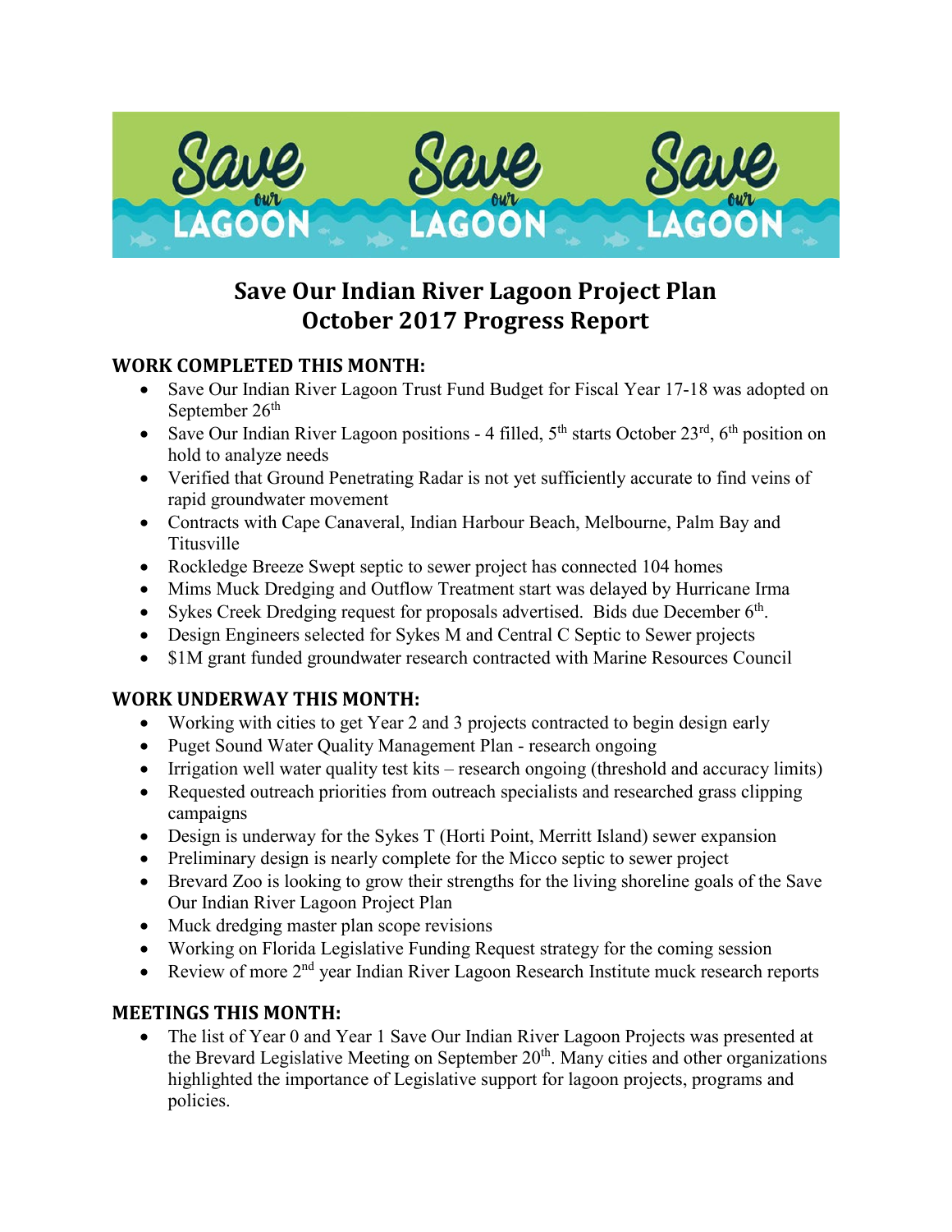# Save Our Indian River Lagoon Project Plan
# October 2017 Progress Report

## WORK COMPLETED THIS MONTH:

- Save Our Indian River Lagoon Trust Fund Budget for Fiscal Year 17-18 was adopted on September 26th
- Save Our Indian River Lagoon positions - 4 filled, 5th starts October 23rd, 6th position on hold to analyze needs
- Verified that Ground Penetrating Radar is not yet sufficiently accurate to find veins of rapid groundwater movement
- Contracts with Cape Canaveral, Indian Harbour Beach, Melbourne, Palm Bay and Titusville
- Rockledge Breeze Swept septic to sewer project has connected 104 homes
- Mims Muck Dredging and Outflow Treatment start was delayed by Hurricane Irma
- Sykes Creek Dredging request for proposals advertised. Bids due December 6th.
- Design Engineers selected for Sykes M and Central C Septic to Sewer projects
- $1M grant funded groundwater research contracted with Marine Resources Council

## WORK UNDERWAY THIS MONTH:

- Working with cities to get Year 2 and 3 projects contracted to begin design early
- Puget Sound Water Quality Management Plan - research ongoing
- Irrigation well water quality test kits – research ongoing (threshold and accuracy limits)
- Requested outreach priorities from outreach specialists and researched grass clipping campaigns
- Design is underway for the Sykes T (Horti Point, Merritt Island) sewer expansion
- Preliminary design is nearly complete for the Micco septic to sewer project
- Brevard Zoo is looking to grow their strengths for the living shoreline goals of the Save Our Indian River Lagoon Project Plan
- Muck dredging master plan scope revisions
- Working on Florida Legislative Funding Request strategy for the coming session
- Review of more 2nd year Indian River Lagoon Research Institute muck research reports

## MEETINGS THIS MONTH:

- The list of Year 0 and Year 1 Save Our Indian River Lagoon Projects was presented at the Brevard Legislative Meeting on September 20th. Many cities and other organizations highlighted the importance of Legislative support for lagoon projects, programs and policies.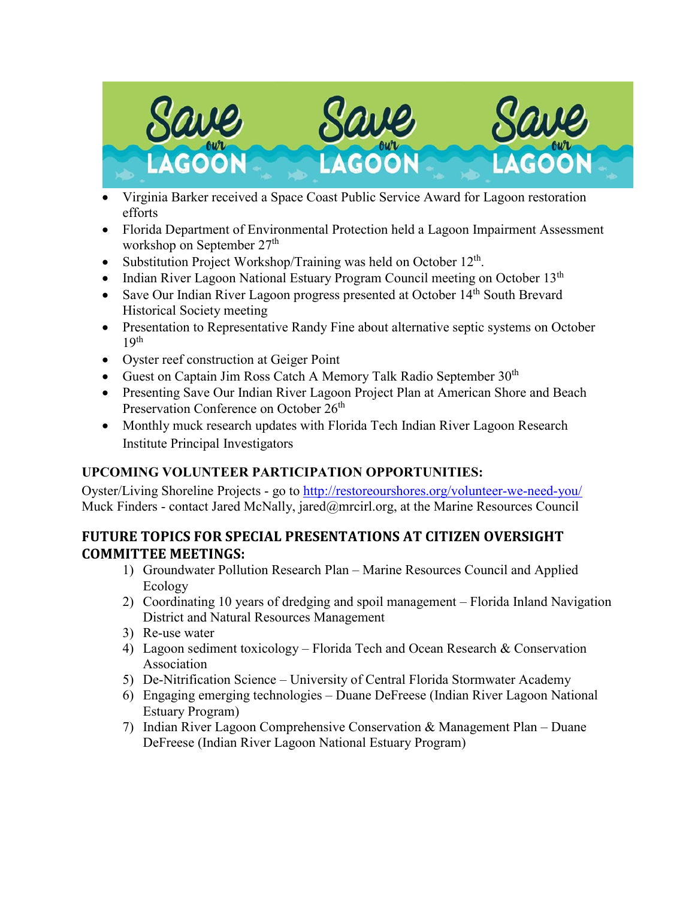- Virginia Barker received a Space Coast Public Service Award for Lagoon restoration efforts
- Florida Department of Environmental Protection held a Lagoon Impairment Assessment workshop on September 27th
- Substitution Project Workshop/Training was held on October 12th.
- Indian River Lagoon National Estuary Program Council meeting on October 13th
- Save Our Indian River Lagoon progress presented at October 14th South Brevard Historical Society meeting
- Presentation to Representative Randy Fine about alternative septic systems on October 19th
- Oyster reef construction at Geiger Point
- Guest on Captain Jim Ross Catch A Memory Talk Radio September 30th
- Presenting Save Our Indian River Lagoon Project Plan at American Shore and Beach Preservation Conference on October 26th
- Monthly muck research updates with Florida Tech Indian River Lagoon Research Institute Principal Investigators

## UPCOMING VOLUNTEER PARTICIPATION OPPORTUNITIES:

Oyster/Living Shoreline Projects - go to http://restoreourshores.org/volunteer-we-need-you/
Muck Finders - contact Jared McNally, jared@mrcirl.org, at the Marine Resources Council

## FUTURE TOPICS FOR SPECIAL PRESENTATIONS AT CITIZEN OVERSIGHT COMMITTEE MEETINGS:

1) Groundwater Pollution Research Plan – Marine Resources Council and Applied Ecology
2) Coordinating 10 years of dredging and spoil management – Florida Inland Navigation District and Natural Resources Management
3) Re-use water
4) Lagoon sediment toxicology – Florida Tech and Ocean Research & Conservation Association
5) De-Nitrification Science – University of Central Florida Stormwater Academy
6) Engaging emerging technologies – Duane DeFreese (Indian River Lagoon National Estuary Program)
7) Indian River Lagoon Comprehensive Conservation & Management Plan – Duane DeFreese (Indian River Lagoon National Estuary Program)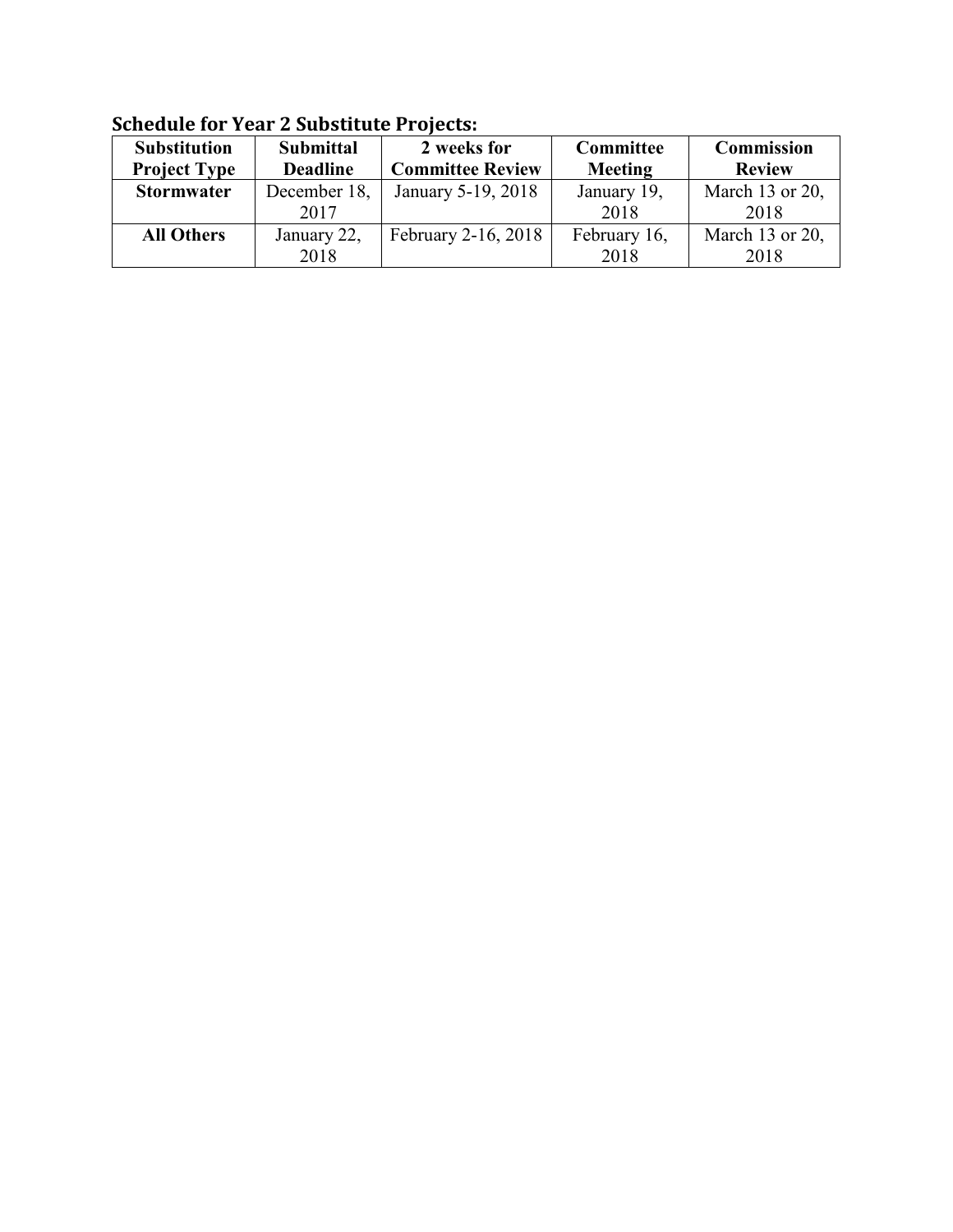**Schedule for Year 2 Substitute Projects:**

| Substitution Project Type | Submittal Deadline | 2 weeks for Committee Review | Committee Meeting | Commission Review |
|---|---|---|---|---|
| **Stormwater** | December 18, 2017 | January 5-19, 2018 | January 19, 2018 | March 13 or 20, 2018 |
| **All Others** | January 22, 2018 | February 2-16, 2018 | February 16, 2018 | March 13 or 20, 2018 |